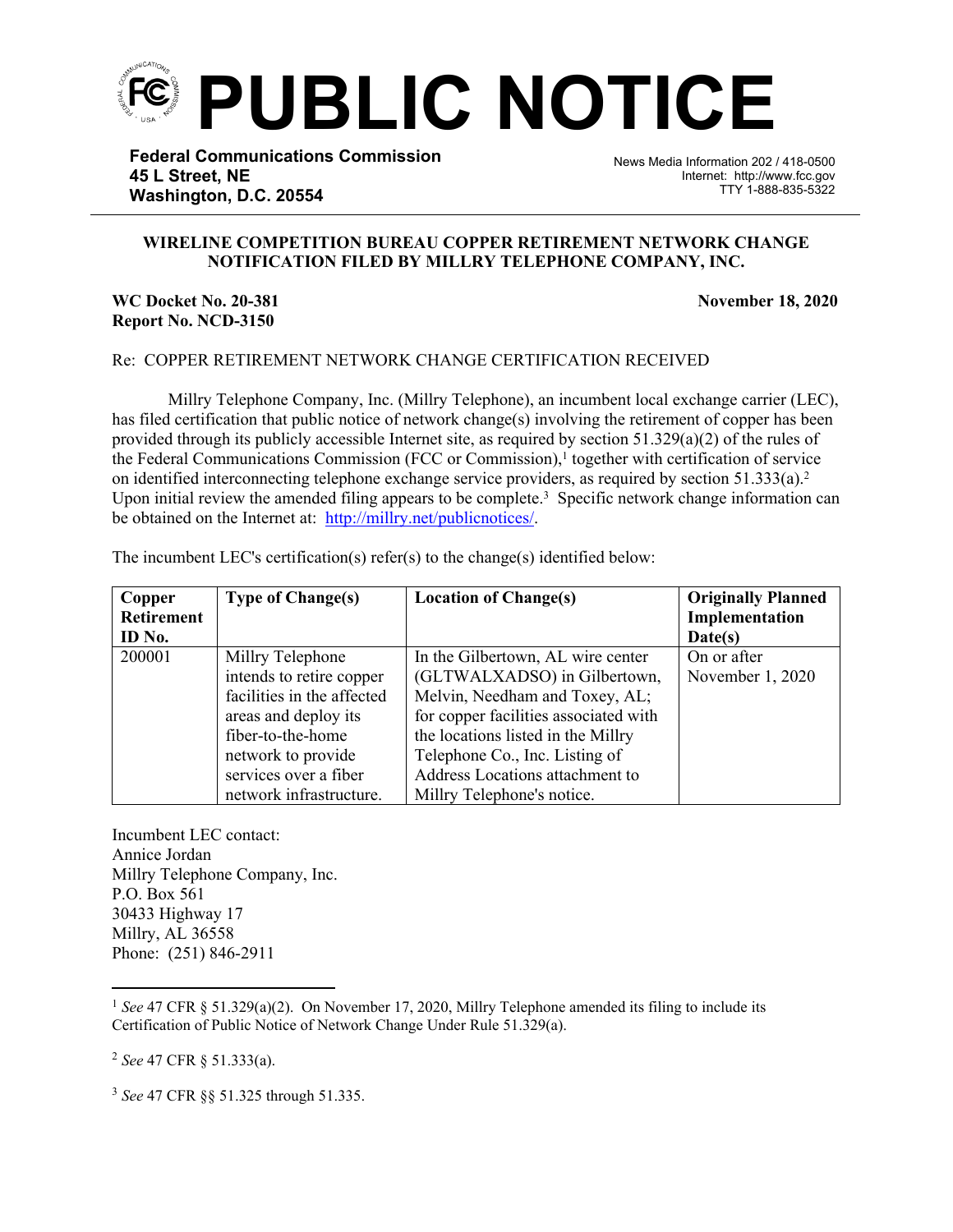# PUBLIC NOTICE

**Federal Communications Commission**
**45 L Street, NE**
**Washington, D.C. 20554**

News Media Information 202 / 418-0500
Internet: http://www.fcc.gov
TTY 1-888-835-5322

**WIRELINE COMPETITION BUREAU COPPER RETIREMENT NETWORK CHANGE NOTIFICATION FILED BY MILLRY TELEPHONE COMPANY, INC.**

**WC Docket No. 20-381**
**Report No. NCD-3150**

**November 18, 2020**

Re: COPPER RETIREMENT NETWORK CHANGE CERTIFICATION RECEIVED

Millry Telephone Company, Inc. (Millry Telephone), an incumbent local exchange carrier (LEC), has filed certification that public notice of network change(s) involving the retirement of copper has been provided through its publicly accessible Internet site, as required by section 51.329(a)(2) of the rules of the Federal Communications Commission (FCC or Commission),[1] together with certification of service on identified interconnecting telephone exchange service providers, as required by section 51.333(a).[2] Upon initial review the amended filing appears to be complete.[3] Specific network change information can be obtained on the Internet at: http://millry.net/publicnotices/.

The incumbent LEC's certification(s) refer(s) to the change(s) identified below:

| Copper Retirement ID No. | Type of Change(s) | Location of Change(s) | Originally Planned Implementation Date(s) |
|---|---|---|---|
| 200001 | Millry Telephone intends to retire copper facilities in the affected areas and deploy its fiber-to-the-home network to provide services over a fiber network infrastructure. | In the Gilbertown, AL wire center (GLTWALXADSO) in Gilbertown, Melvin, Needham and Toxey, AL; for copper facilities associated with the locations listed in the Millry Telephone Co., Inc. Listing of Address Locations attachment to Millry Telephone's notice. | On or after November 1, 2020 |

Incumbent LEC contact:
Annice Jordan
Millry Telephone Company, Inc.
P.O. Box 561
30433 Highway 17
Millry, AL 36558
Phone: (251) 846-2911

---

[1] *See* 47 CFR § 51.329(a)(2). On November 17, 2020, Millry Telephone amended its filing to include its Certification of Public Notice of Network Change Under Rule 51.329(a).

[2] *See* 47 CFR § 51.333(a).

[3] *See* 47 CFR §§ 51.325 through 51.335.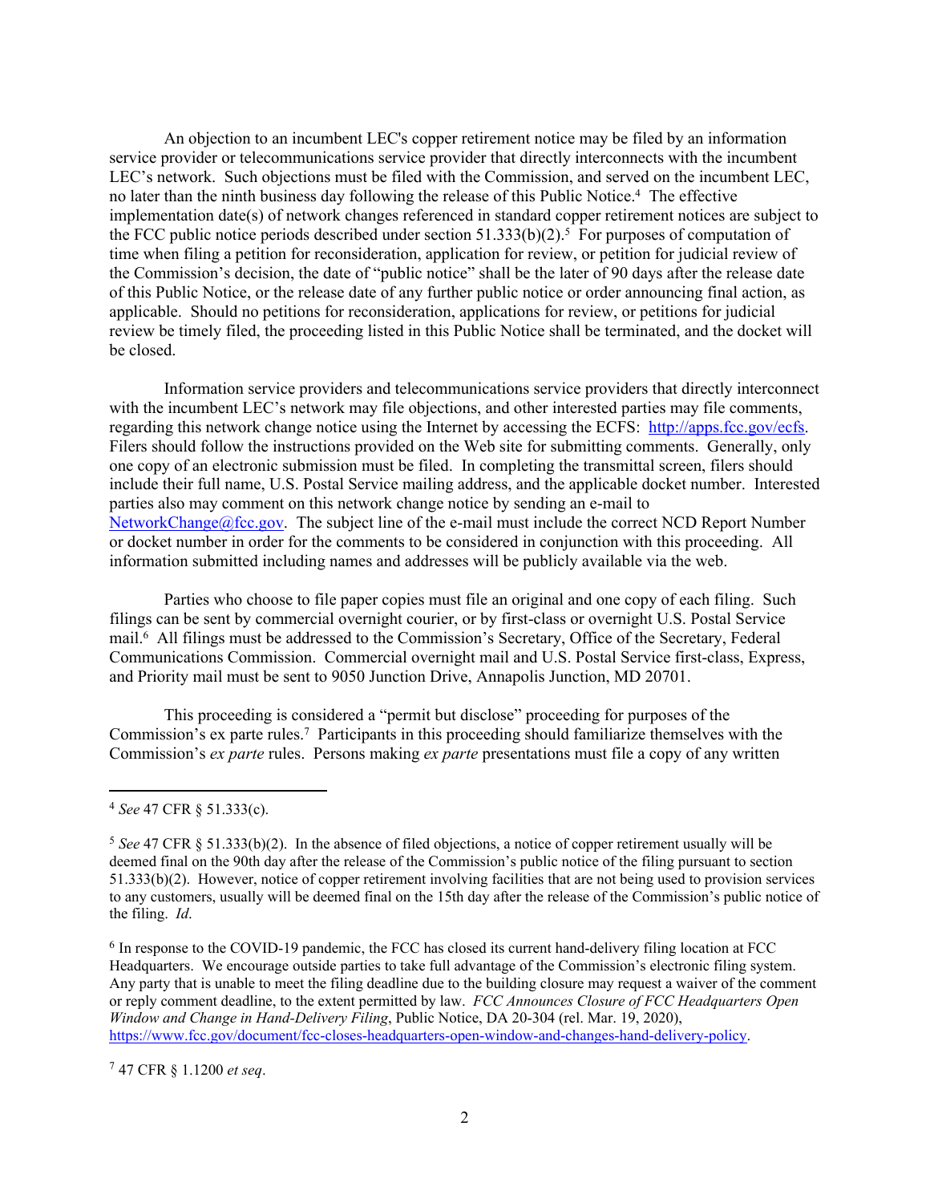An objection to an incumbent LEC's copper retirement notice may be filed by an information service provider or telecommunications service provider that directly interconnects with the incumbent LEC's network. Such objections must be filed with the Commission, and served on the incumbent LEC, no later than the ninth business day following the release of this Public Notice.[4] The effective implementation date(s) of network changes referenced in standard copper retirement notices are subject to the FCC public notice periods described under section 51.333(b)(2).[5] For purposes of computation of time when filing a petition for reconsideration, application for review, or petition for judicial review of the Commission's decision, the date of "public notice" shall be the later of 90 days after the release date of this Public Notice, or the release date of any further public notice or order announcing final action, as applicable. Should no petitions for reconsideration, applications for review, or petitions for judicial review be timely filed, the proceeding listed in this Public Notice shall be terminated, and the docket will be closed.

Information service providers and telecommunications service providers that directly interconnect with the incumbent LEC's network may file objections, and other interested parties may file comments, regarding this network change notice using the Internet by accessing the ECFS: http://apps.fcc.gov/ecfs. Filers should follow the instructions provided on the Web site for submitting comments. Generally, only one copy of an electronic submission must be filed. In completing the transmittal screen, filers should include their full name, U.S. Postal Service mailing address, and the applicable docket number. Interested parties also may comment on this network change notice by sending an e-mail to NetworkChange@fcc.gov. The subject line of the e-mail must include the correct NCD Report Number or docket number in order for the comments to be considered in conjunction with this proceeding. All information submitted including names and addresses will be publicly available via the web.

Parties who choose to file paper copies must file an original and one copy of each filing. Such filings can be sent by commercial overnight courier, or by first-class or overnight U.S. Postal Service mail.[6] All filings must be addressed to the Commission's Secretary, Office of the Secretary, Federal Communications Commission. Commercial overnight mail and U.S. Postal Service first-class, Express, and Priority mail must be sent to 9050 Junction Drive, Annapolis Junction, MD 20701.

This proceeding is considered a "permit but disclose" proceeding for purposes of the Commission's ex parte rules.[7] Participants in this proceeding should familiarize themselves with the Commission's *ex parte* rules. Persons making *ex parte* presentations must file a copy of any written

---

[4] *See* 47 CFR § 51.333(c).

[5] *See* 47 CFR § 51.333(b)(2). In the absence of filed objections, a notice of copper retirement usually will be deemed final on the 90th day after the release of the Commission's public notice of the filing pursuant to section 51.333(b)(2). However, notice of copper retirement involving facilities that are not being used to provision services to any customers, usually will be deemed final on the 15th day after the release of the Commission's public notice of the filing. *Id.*

[6] In response to the COVID-19 pandemic, the FCC has closed its current hand-delivery filing location at FCC Headquarters. We encourage outside parties to take full advantage of the Commission's electronic filing system. Any party that is unable to meet the filing deadline due to the building closure may request a waiver of the comment or reply comment deadline, to the extent permitted by law. *FCC Announces Closure of FCC Headquarters Open Window and Change in Hand-Delivery Filing*, Public Notice, DA 20-304 (rel. Mar. 19, 2020), https://www.fcc.gov/document/fcc-closes-headquarters-open-window-and-changes-hand-delivery-policy.

[7] 47 CFR § 1.1200 *et seq*.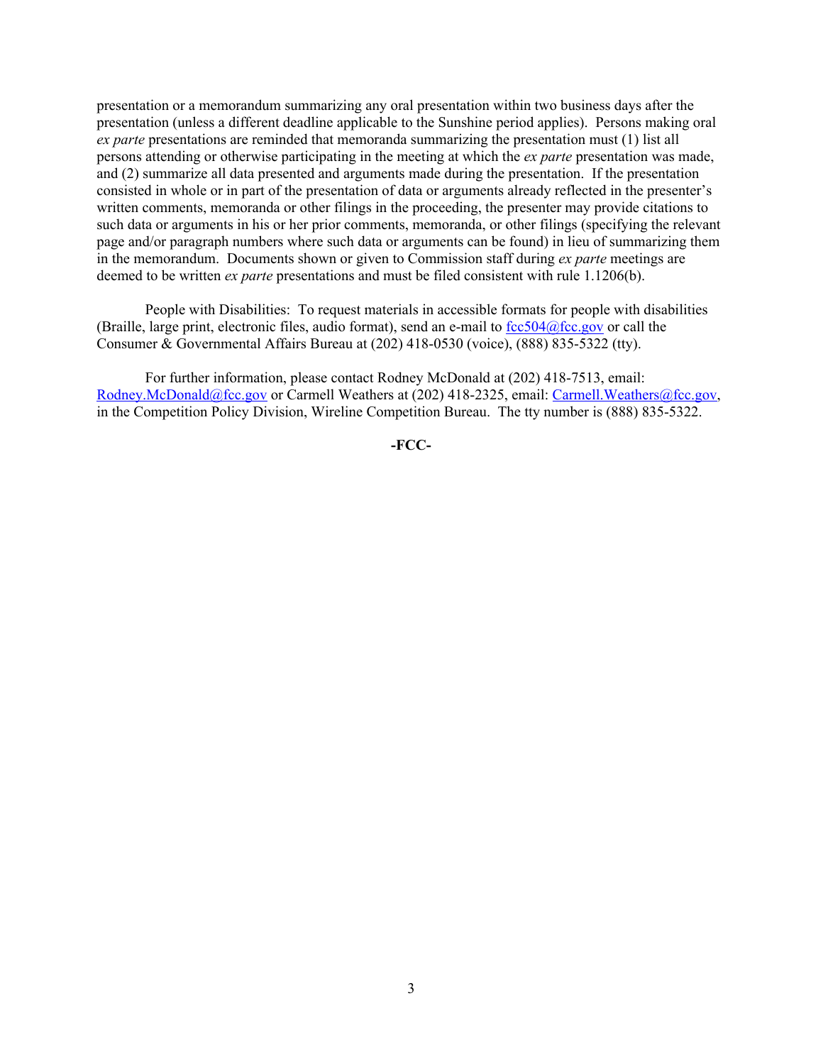presentation or a memorandum summarizing any oral presentation within two business days after the presentation (unless a different deadline applicable to the Sunshine period applies). Persons making oral *ex parte* presentations are reminded that memoranda summarizing the presentation must (1) list all persons attending or otherwise participating in the meeting at which the *ex parte* presentation was made, and (2) summarize all data presented and arguments made during the presentation. If the presentation consisted in whole or in part of the presentation of data or arguments already reflected in the presenter's written comments, memoranda or other filings in the proceeding, the presenter may provide citations to such data or arguments in his or her prior comments, memoranda, or other filings (specifying the relevant page and/or paragraph numbers where such data or arguments can be found) in lieu of summarizing them in the memorandum. Documents shown or given to Commission staff during *ex parte* meetings are deemed to be written *ex parte* presentations and must be filed consistent with rule 1.1206(b).

People with Disabilities: To request materials in accessible formats for people with disabilities (Braille, large print, electronic files, audio format), send an e-mail to fcc504@fcc.gov or call the Consumer & Governmental Affairs Bureau at (202) 418-0530 (voice), (888) 835-5322 (tty).

For further information, please contact Rodney McDonald at (202) 418-7513, email: Rodney.McDonald@fcc.gov or Carmell Weathers at (202) 418-2325, email: Carmell.Weathers@fcc.gov, in the Competition Policy Division, Wireline Competition Bureau. The tty number is (888) 835-5322.

**-FCC-**